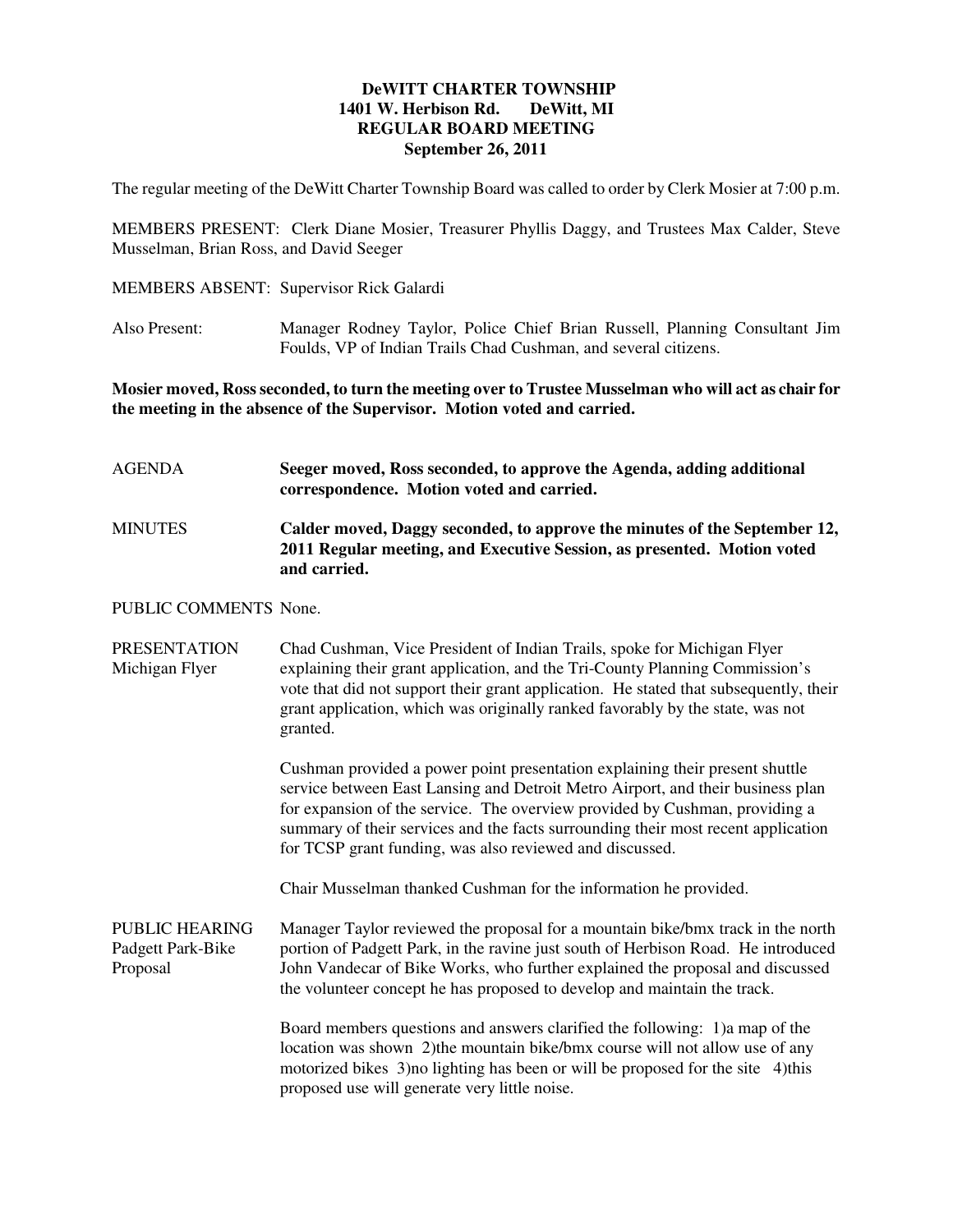# DeWITT CHARTER TOWNSHIP
## 1401 W. Herbison Rd. DeWitt, MI
## REGULAR BOARD MEETING
## September 26, 2011

The regular meeting of the DeWitt Charter Township Board was called to order by Clerk Mosier at 7:00 p.m.

MEMBERS PRESENT: Clerk Diane Mosier, Treasurer Phyllis Daggy, and Trustees Max Calder, Steve Musselman, Brian Ross, and David Seeger

MEMBERS ABSENT: Supervisor Rick Galardi

Also Present: Manager Rodney Taylor, Police Chief Brian Russell, Planning Consultant Jim Foulds, VP of Indian Trails Chad Cushman, and several citizens.

**Mosier moved, Ross seconded, to turn the meeting over to Trustee Musselman who will act as chair for the meeting in the absence of the Supervisor. Motion voted and carried.**

AGENDA — **Seeger moved, Ross seconded, to approve the Agenda, adding additional correspondence. Motion voted and carried.**

MINUTES — **Calder moved, Daggy seconded, to approve the minutes of the September 12, 2011 Regular meeting, and Executive Session, as presented. Motion voted and carried.**

PUBLIC COMMENTS None.

PRESENTATION Michigan Flyer — Chad Cushman, Vice President of Indian Trails, spoke for Michigan Flyer explaining their grant application, and the Tri-County Planning Commission's vote that did not support their grant application. He stated that subsequently, their grant application, which was originally ranked favorably by the state, was not granted.

Cushman provided a power point presentation explaining their present shuttle service between East Lansing and Detroit Metro Airport, and their business plan for expansion of the service. The overview provided by Cushman, providing a summary of their services and the facts surrounding their most recent application for TCSP grant funding, was also reviewed and discussed.

Chair Musselman thanked Cushman for the information he provided.

PUBLIC HEARING Padgett Park-Bike Proposal — Manager Taylor reviewed the proposal for a mountain bike/bmx track in the north portion of Padgett Park, in the ravine just south of Herbison Road. He introduced John Vandecar of Bike Works, who further explained the proposal and discussed the volunteer concept he has proposed to develop and maintain the track.

Board members questions and answers clarified the following: 1)a map of the location was shown 2)the mountain bike/bmx course will not allow use of any motorized bikes 3)no lighting has been or will be proposed for the site 4)this proposed use will generate very little noise.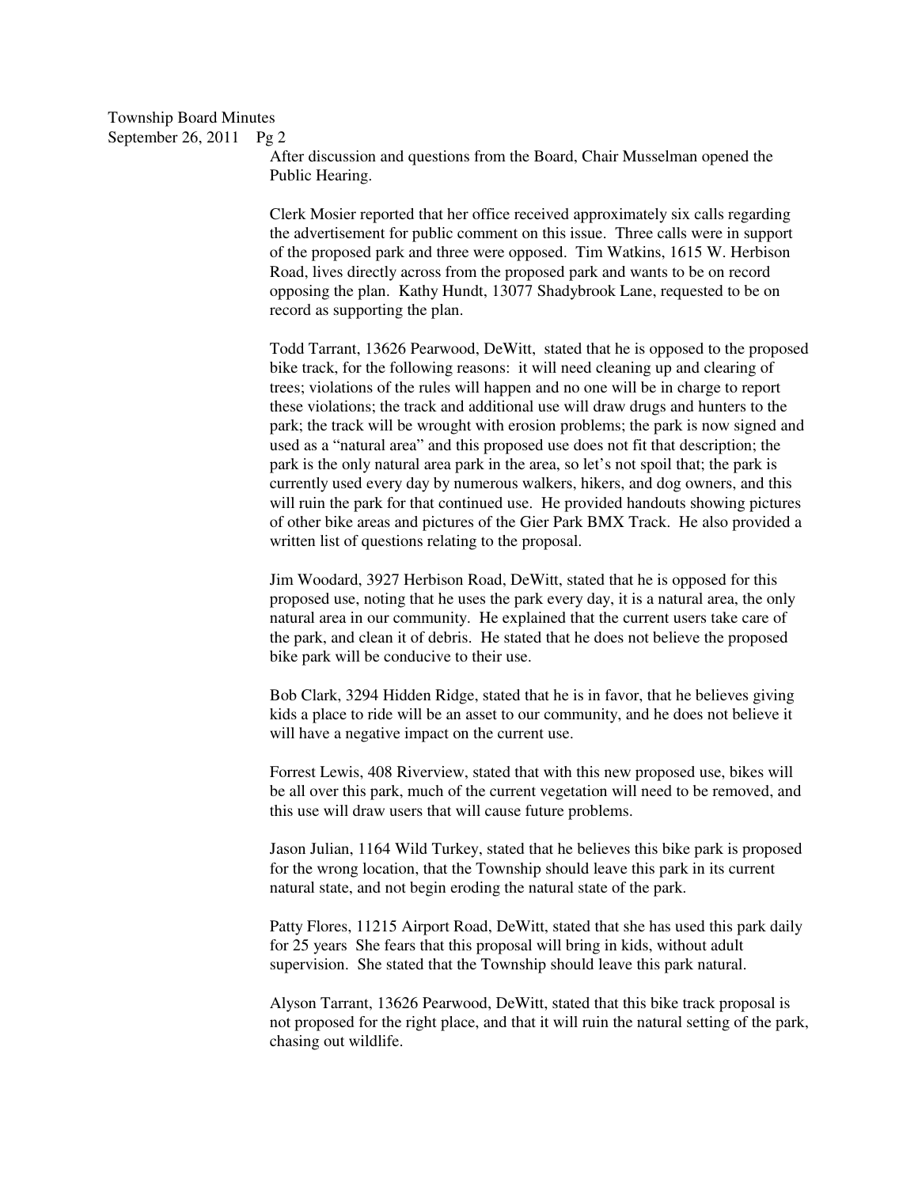After discussion and questions from the Board, Chair Musselman opened the Public Hearing.

Clerk Mosier reported that her office received approximately six calls regarding the advertisement for public comment on this issue. Three calls were in support of the proposed park and three were opposed. Tim Watkins, 1615 W. Herbison Road, lives directly across from the proposed park and wants to be on record opposing the plan. Kathy Hundt, 13077 Shadybrook Lane, requested to be on record as supporting the plan.

Todd Tarrant, 13626 Pearwood, DeWitt, stated that he is opposed to the proposed bike track, for the following reasons: it will need cleaning up and clearing of trees; violations of the rules will happen and no one will be in charge to report these violations; the track and additional use will draw drugs and hunters to the park; the track will be wrought with erosion problems; the park is now signed and used as a "natural area" and this proposed use does not fit that description; the park is the only natural area park in the area, so let's not spoil that; the park is currently used every day by numerous walkers, hikers, and dog owners, and this will ruin the park for that continued use. He provided handouts showing pictures of other bike areas and pictures of the Gier Park BMX Track. He also provided a written list of questions relating to the proposal.

Jim Woodard, 3927 Herbison Road, DeWitt, stated that he is opposed for this proposed use, noting that he uses the park every day, it is a natural area, the only natural area in our community. He explained that the current users take care of the park, and clean it of debris. He stated that he does not believe the proposed bike park will be conducive to their use.

Bob Clark, 3294 Hidden Ridge, stated that he is in favor, that he believes giving kids a place to ride will be an asset to our community, and he does not believe it will have a negative impact on the current use.

Forrest Lewis, 408 Riverview, stated that with this new proposed use, bikes will be all over this park, much of the current vegetation will need to be removed, and this use will draw users that will cause future problems.

Jason Julian, 1164 Wild Turkey, stated that he believes this bike park is proposed for the wrong location, that the Township should leave this park in its current natural state, and not begin eroding the natural state of the park.

Patty Flores, 11215 Airport Road, DeWitt, stated that she has used this park daily for 25 years She fears that this proposal will bring in kids, without adult supervision. She stated that the Township should leave this park natural.

Alyson Tarrant, 13626 Pearwood, DeWitt, stated that this bike track proposal is not proposed for the right place, and that it will ruin the natural setting of the park, chasing out wildlife.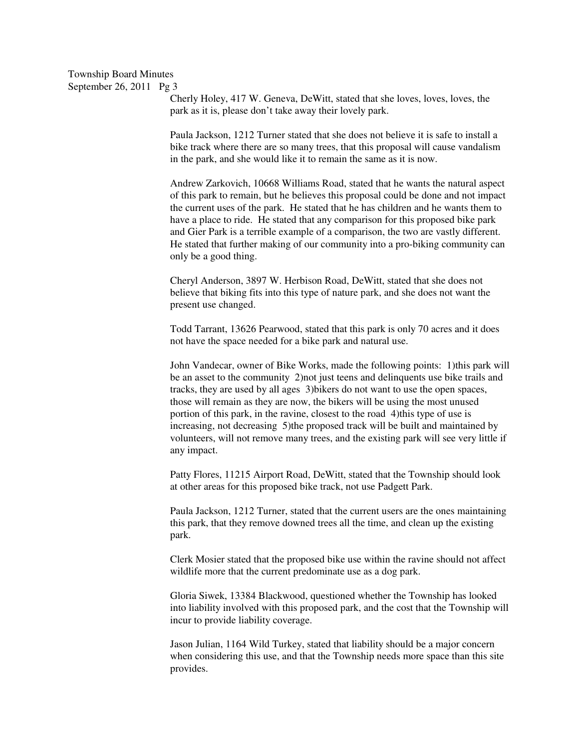Cherly Holey, 417 W. Geneva, DeWitt, stated that she loves, loves, loves, the park as it is, please don't take away their lovely park.

Paula Jackson, 1212 Turner stated that she does not believe it is safe to install a bike track where there are so many trees, that this proposal will cause vandalism in the park, and she would like it to remain the same as it is now.

Andrew Zarkovich, 10668 Williams Road, stated that he wants the natural aspect of this park to remain, but he believes this proposal could be done and not impact the current uses of the park. He stated that he has children and he wants them to have a place to ride. He stated that any comparison for this proposed bike park and Gier Park is a terrible example of a comparison, the two are vastly different. He stated that further making of our community into a pro-biking community can only be a good thing.

Cheryl Anderson, 3897 W. Herbison Road, DeWitt, stated that she does not believe that biking fits into this type of nature park, and she does not want the present use changed.

Todd Tarrant, 13626 Pearwood, stated that this park is only 70 acres and it does not have the space needed for a bike park and natural use.

John Vandecar, owner of Bike Works, made the following points: 1)this park will be an asset to the community 2)not just teens and delinquents use bike trails and tracks, they are used by all ages 3)bikers do not want to use the open spaces, those will remain as they are now, the bikers will be using the most unused portion of this park, in the ravine, closest to the road 4)this type of use is increasing, not decreasing 5)the proposed track will be built and maintained by volunteers, will not remove many trees, and the existing park will see very little if any impact.

Patty Flores, 11215 Airport Road, DeWitt, stated that the Township should look at other areas for this proposed bike track, not use Padgett Park.

Paula Jackson, 1212 Turner, stated that the current users are the ones maintaining this park, that they remove downed trees all the time, and clean up the existing park.

Clerk Mosier stated that the proposed bike use within the ravine should not affect wildlife more that the current predominate use as a dog park.

Gloria Siwek, 13384 Blackwood, questioned whether the Township has looked into liability involved with this proposed park, and the cost that the Township will incur to provide liability coverage.

Jason Julian, 1164 Wild Turkey, stated that liability should be a major concern when considering this use, and that the Township needs more space than this site provides.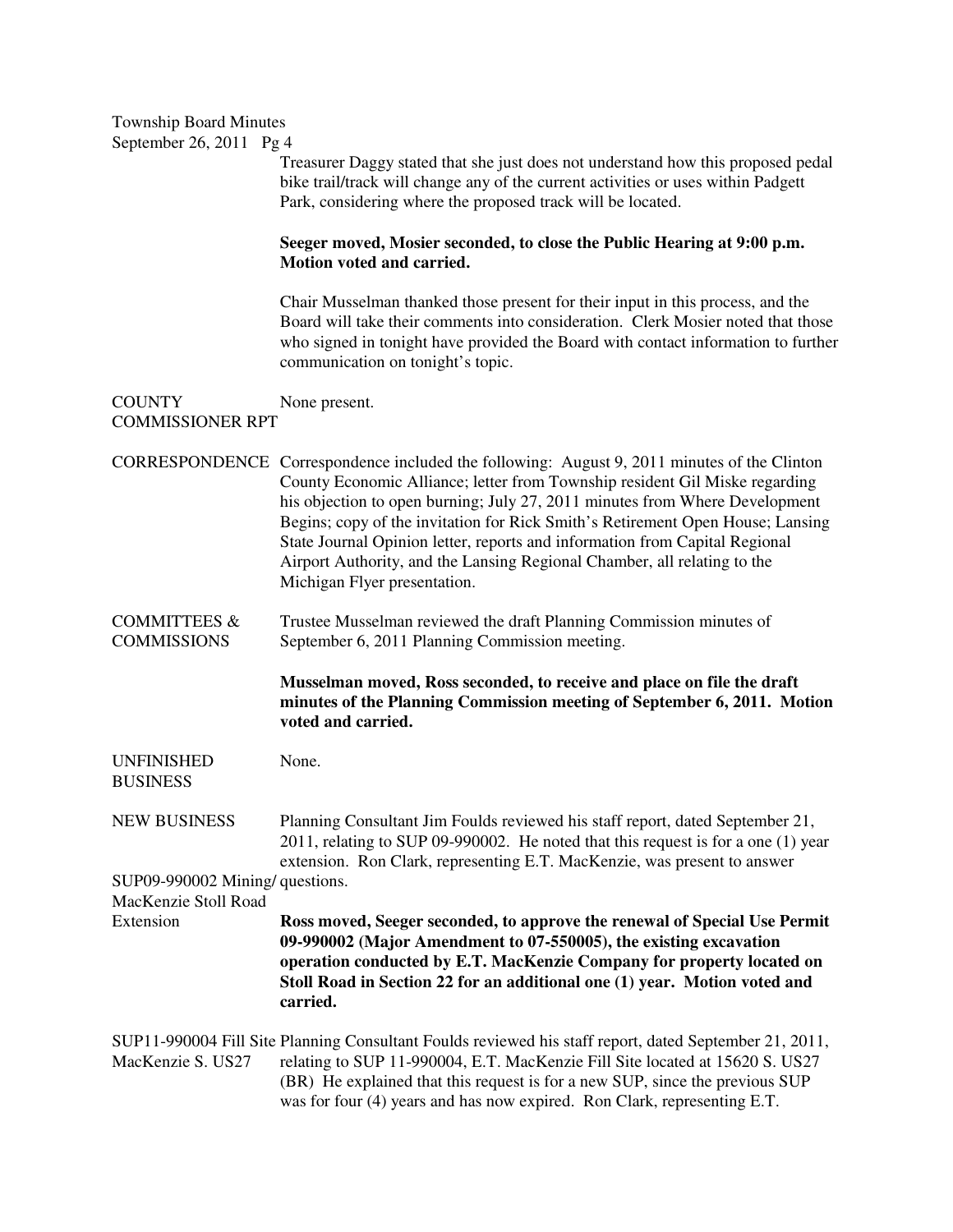Treasurer Daggy stated that she just does not understand how this proposed pedal bike trail/track will change any of the current activities or uses within Padgett Park, considering where the proposed track will be located.

**Seeger moved, Mosier seconded, to close the Public Hearing at 9:00 p.m. Motion voted and carried.**

Chair Musselman thanked those present for their input in this process, and the Board will take their comments into consideration. Clerk Mosier noted that those who signed in tonight have provided the Board with contact information to further communication on tonight's topic.

**COUNTY COMMISSIONER RPT**

None present.

**CORRESPONDENCE**

Correspondence included the following: August 9, 2011 minutes of the Clinton County Economic Alliance; letter from Township resident Gil Miske regarding his objection to open burning; July 27, 2011 minutes from Where Development Begins; copy of the invitation for Rick Smith's Retirement Open House; Lansing State Journal Opinion letter, reports and information from Capital Regional Airport Authority, and the Lansing Regional Chamber, all relating to the Michigan Flyer presentation.

**COMMITTEES & COMMISSIONS**

Trustee Musselman reviewed the draft Planning Commission minutes of September 6, 2011 Planning Commission meeting.

**Musselman moved, Ross seconded, to receive and place on file the draft minutes of the Planning Commission meeting of September 6, 2011. Motion voted and carried.**

**UNFINISHED BUSINESS**

None.

**NEW BUSINESS**

**SUP09-990002 Mining/ MacKenzie Stoll Road Extension**

Planning Consultant Jim Foulds reviewed his staff report, dated September 21, 2011, relating to SUP 09-990002. He noted that this request is for a one (1) year extension. Ron Clark, representing E.T. MacKenzie, was present to answer questions.

**Ross moved, Seeger seconded, to approve the renewal of Special Use Permit 09-990002 (Major Amendment to 07-550005), the existing excavation operation conducted by E.T. MacKenzie Company for property located on Stoll Road in Section 22 for an additional one (1) year. Motion voted and carried.**

**SUP11-990004 Fill Site MacKenzie S. US27**

Planning Consultant Foulds reviewed his staff report, dated September 21, 2011, relating to SUP 11-990004, E.T. MacKenzie Fill Site located at 15620 S. US27 (BR) He explained that this request is for a new SUP, since the previous SUP was for four (4) years and has now expired. Ron Clark, representing E.T.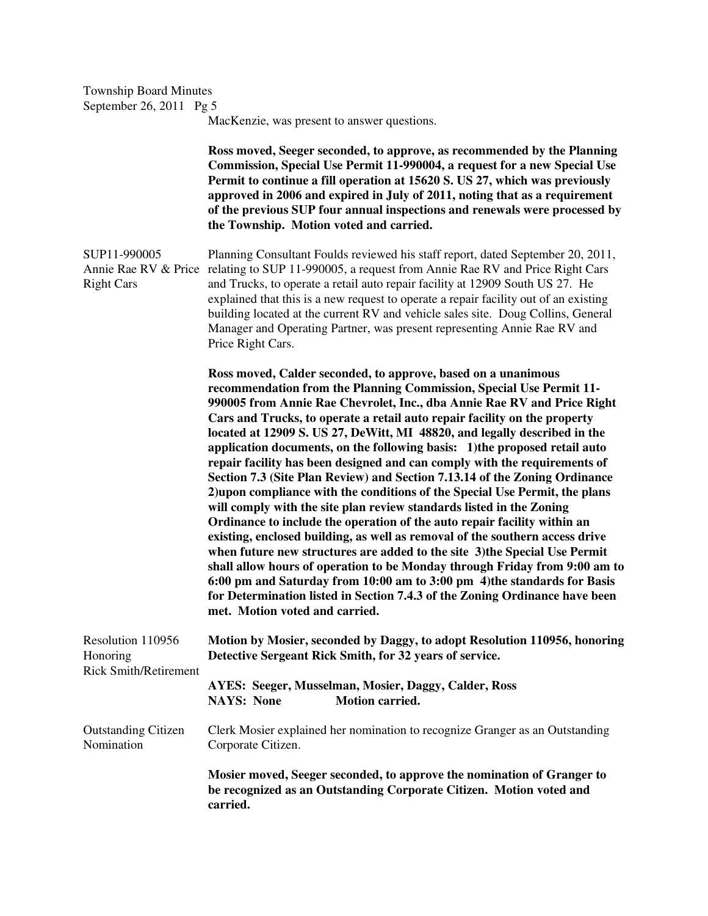MacKenzie, was present to answer questions.

**Ross moved, Seeger seconded, to approve, as recommended by the Planning Commission, Special Use Permit 11-990004, a request for a new Special Use Permit to continue a fill operation at 15620 S. US 27, which was previously approved in 2006 and expired in July of 2011, noting that as a requirement of the previous SUP four annual inspections and renewals were processed by the Township. Motion voted and carried.**

SUP11-990005
Annie Rae RV & Price Right Cars

Planning Consultant Foulds reviewed his staff report, dated September 20, 2011, relating to SUP 11-990005, a request from Annie Rae RV and Price Right Cars and Trucks, to operate a retail auto repair facility at 12909 South US 27. He explained that this is a new request to operate a repair facility out of an existing building located at the current RV and vehicle sales site. Doug Collins, General Manager and Operating Partner, was present representing Annie Rae RV and Price Right Cars.

**Ross moved, Calder seconded, to approve, based on a unanimous recommendation from the Planning Commission, Special Use Permit 11-990005 from Annie Rae Chevrolet, Inc., dba Annie Rae RV and Price Right Cars and Trucks, to operate a retail auto repair facility on the property located at 12909 S. US 27, DeWitt, MI 48820, and legally described in the application documents, on the following basis: 1)the proposed retail auto repair facility has been designed and can comply with the requirements of Section 7.3 (Site Plan Review) and Section 7.13.14 of the Zoning Ordinance 2)upon compliance with the conditions of the Special Use Permit, the plans will comply with the site plan review standards listed in the Zoning Ordinance to include the operation of the auto repair facility within an existing, enclosed building, as well as removal of the southern access drive when future new structures are added to the site 3)the Special Use Permit shall allow hours of operation to be Monday through Friday from 9:00 am to 6:00 pm and Saturday from 10:00 am to 3:00 pm 4)the standards for Basis for Determination listed in Section 7.4.3 of the Zoning Ordinance have been met. Motion voted and carried.**

Resolution 110956
Honoring
Rick Smith/Retirement

**Motion by Mosier, seconded by Daggy, to adopt Resolution 110956, honoring Detective Sergeant Rick Smith, for 32 years of service.**

**AYES: Seeger, Musselman, Mosier, Daggy, Calder, Ross**
**NAYS: None Motion carried.**

Outstanding Citizen Nomination

Clerk Mosier explained her nomination to recognize Granger as an Outstanding Corporate Citizen.

**Mosier moved, Seeger seconded, to approve the nomination of Granger to be recognized as an Outstanding Corporate Citizen. Motion voted and carried.**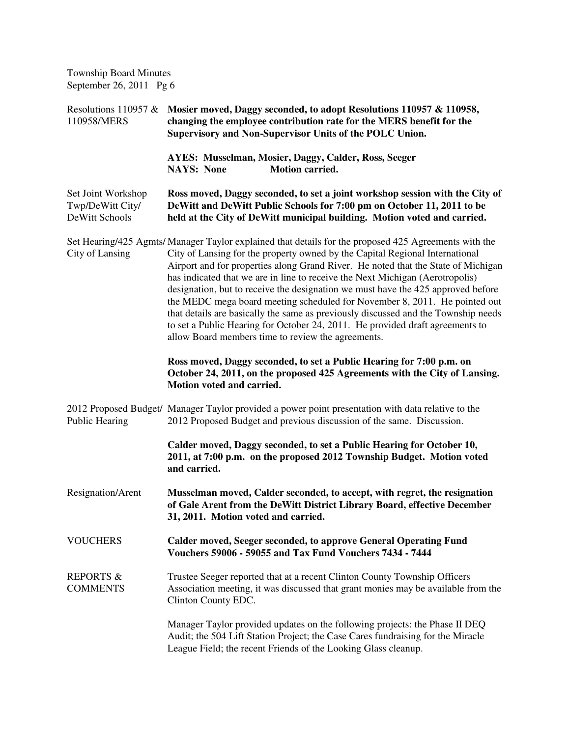Resolutions 110957 & 110958/MERS

**Mosier moved, Daggy seconded, to adopt Resolutions 110957 & 110958, changing the employee contribution rate for the MERS benefit for the Supervisory and Non-Supervisor Units of the POLC Union.**

**AYES: Musselman, Mosier, Daggy, Calder, Ross, Seeger**
**NAYS: None Motion carried.**

Set Joint Workshop Twp/DeWitt City/ DeWitt Schools

**Ross moved, Daggy seconded, to set a joint workshop session with the City of DeWitt and DeWitt Public Schools for 7:00 pm on October 11, 2011 to be held at the City of DeWitt municipal building. Motion voted and carried.**

Set Hearing/425 Agmts/ City of Lansing

Manager Taylor explained that details for the proposed 425 Agreements with the City of Lansing for the property owned by the Capital Regional International Airport and for properties along Grand River. He noted that the State of Michigan has indicated that we are in line to receive the Next Michigan (Aerotropolis) designation, but to receive the designation we must have the 425 approved before the MEDC mega board meeting scheduled for November 8, 2011. He pointed out that details are basically the same as previously discussed and the Township needs to set a Public Hearing for October 24, 2011. He provided draft agreements to allow Board members time to review the agreements.

**Ross moved, Daggy seconded, to set a Public Hearing for 7:00 p.m. on October 24, 2011, on the proposed 425 Agreements with the City of Lansing. Motion voted and carried.**

2012 Proposed Budget/ Public Hearing

Manager Taylor provided a power point presentation with data relative to the 2012 Proposed Budget and previous discussion of the same. Discussion.

**Calder moved, Daggy seconded, to set a Public Hearing for October 10, 2011, at 7:00 p.m. on the proposed 2012 Township Budget. Motion voted and carried.**

Resignation/Arent

**Musselman moved, Calder seconded, to accept, with regret, the resignation of Gale Arent from the DeWitt District Library Board, effective December 31, 2011. Motion voted and carried.**

VOUCHERS

**Calder moved, Seeger seconded, to approve General Operating Fund Vouchers 59006 - 59055 and Tax Fund Vouchers 7434 - 7444**

REPORTS & COMMENTS

Trustee Seeger reported that at a recent Clinton County Township Officers Association meeting, it was discussed that grant monies may be available from the Clinton County EDC.

Manager Taylor provided updates on the following projects: the Phase II DEQ Audit; the 504 Lift Station Project; the Case Cares fundraising for the Miracle League Field; the recent Friends of the Looking Glass cleanup.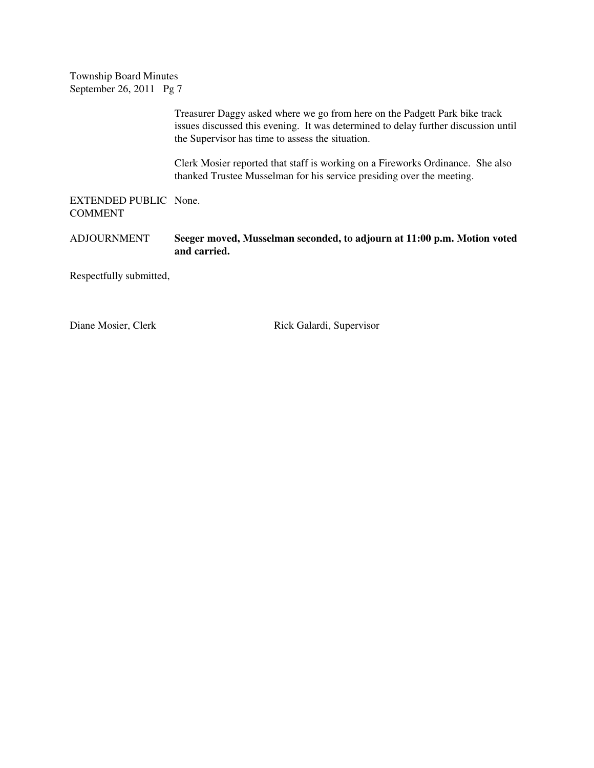Treasurer Daggy asked where we go from here on the Padgett Park bike track issues discussed this evening. It was determined to delay further discussion until the Supervisor has time to assess the situation.

Clerk Mosier reported that staff is working on a Fireworks Ordinance. She also thanked Trustee Musselman for his service presiding over the meeting.

EXTENDED PUBLIC COMMENT None.

ADJOURNMENT **Seeger moved, Musselman seconded, to adjourn at 11:00 p.m. Motion voted and carried.**

Respectfully submitted,

Diane Mosier, Clerk

Rick Galardi, Supervisor